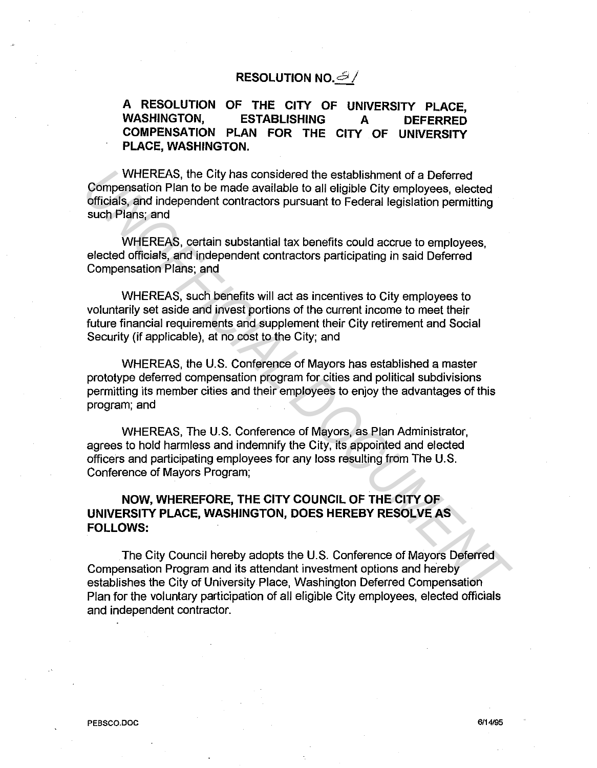# RESOLUTION NO. 81

## A RESOLUTION OF THE CITY OF UNIVERSITY PLACE, WASHINGTON, ESTABLISHING A DEFERRED COMPENSATION PLAN FOR THE CITY OF UNIVERSITY PLACE, WASHINGTON.

WHEREAS, the City has considered the establishment of a Deferred Compensation Plan to be made available to all eligible City employees, elected officials, and independent contractors pursuant to Federal legislation permitting such Plans; and

WHEREAS, certain substantial tax benefits could accrue to employees, elected officials, and independent contractors participating in said Deferred Compensation Plans; and

WHEREAS, such benefits will act as incentives to City employees to voluntarily set aside and invest portions of the current income to meet their future financial requirements and supplement their City retirement and Social Security (if applicable), at no cost to the City; and

WHEREAS, the U.S. Conference of Mayors has established a master prototype deferred compensation program for cities and political subdivisions permitting its member cities and their employees to enjoy the advantages of this program; and

WHEREAS, The U.S. Conference of Mayors, as Plan Administrator, agrees to hold harmless and indemnify the City, its appointed and elected officers and participating employees for any loss resulting from The U.S. Conference of Mayors Program;

**NOW, WHEREFORE, THE CITY COUNCIL OF THE CITY OF UNIVERSITY PLACE, WASHINGTON, DOES HEREBY RESOLVE AS FOLLOWS:**

The City Council hereby adopts the U.S. Conference of Mayors Deferred Compensation Program and its attendant investment options and hereby establishes the City of University Place, Washington Deferred Compensation Plan for the voluntary participation of all eligible City employees, elected officials and independent contractor.

PEBSCO.DOC 6/14/95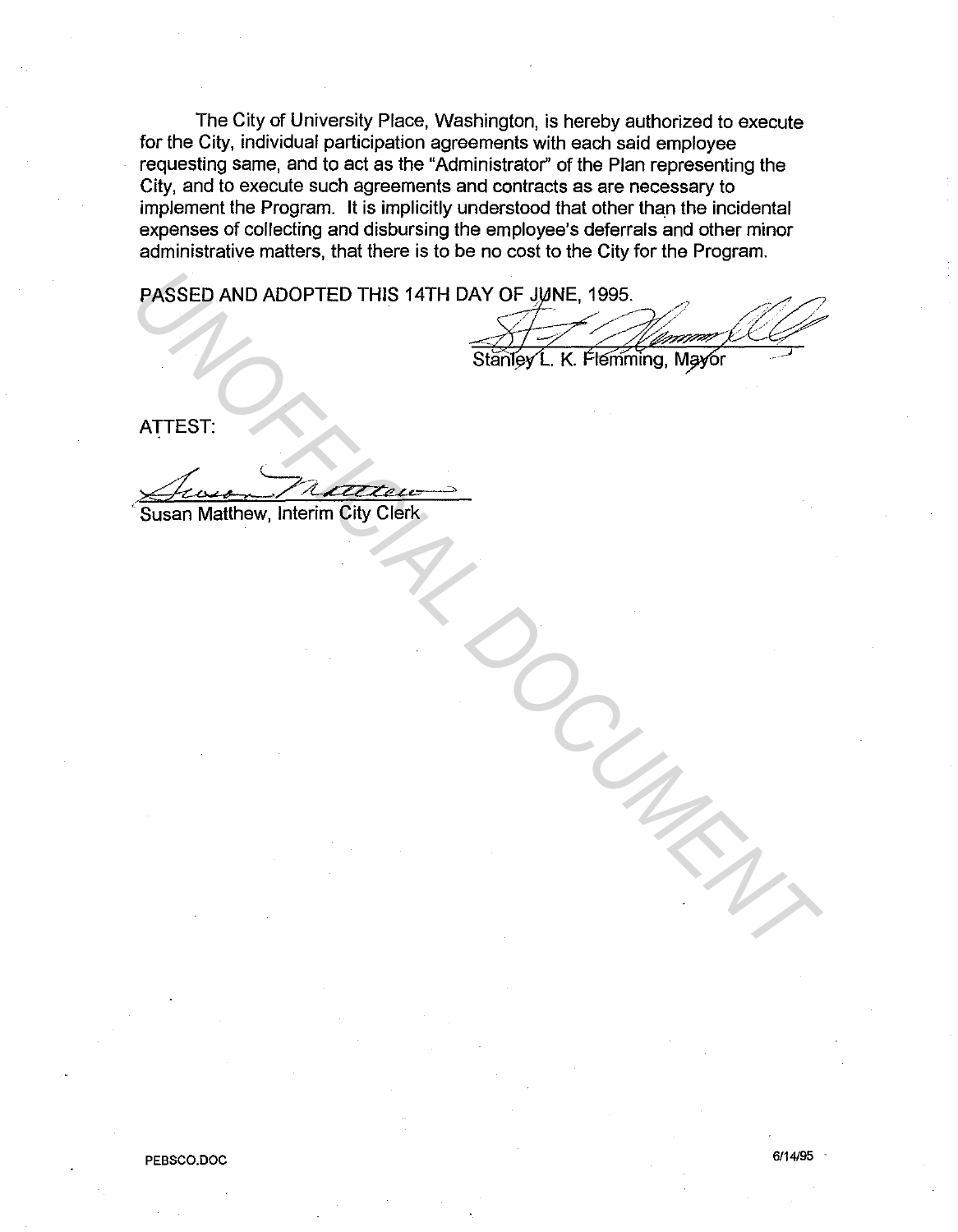The City of University Place, Washington, is hereby authorized to execute for the City, individual participation agreements with each said employee requesting same, and to act as the "Administrator" of the Plan representing the City, and to execute such agreements and contracts as are necessary to implement the Program. It is implicitly understood that other than the incidental expenses of collecting and disbursing the employee's deferrals and other minor administrative matters, that there is to be no cost to the City for the Program.

PASSED AND ADOPTED THIS 14TH DAY OF JUNE, 1995.

Stanley L. K. Flemming, Mayor

ATTEST:

Susan Matthew, Interim City Clerk

UNOFFICIAL DOCUMENT

PEBSCO.DOC

6/14/95